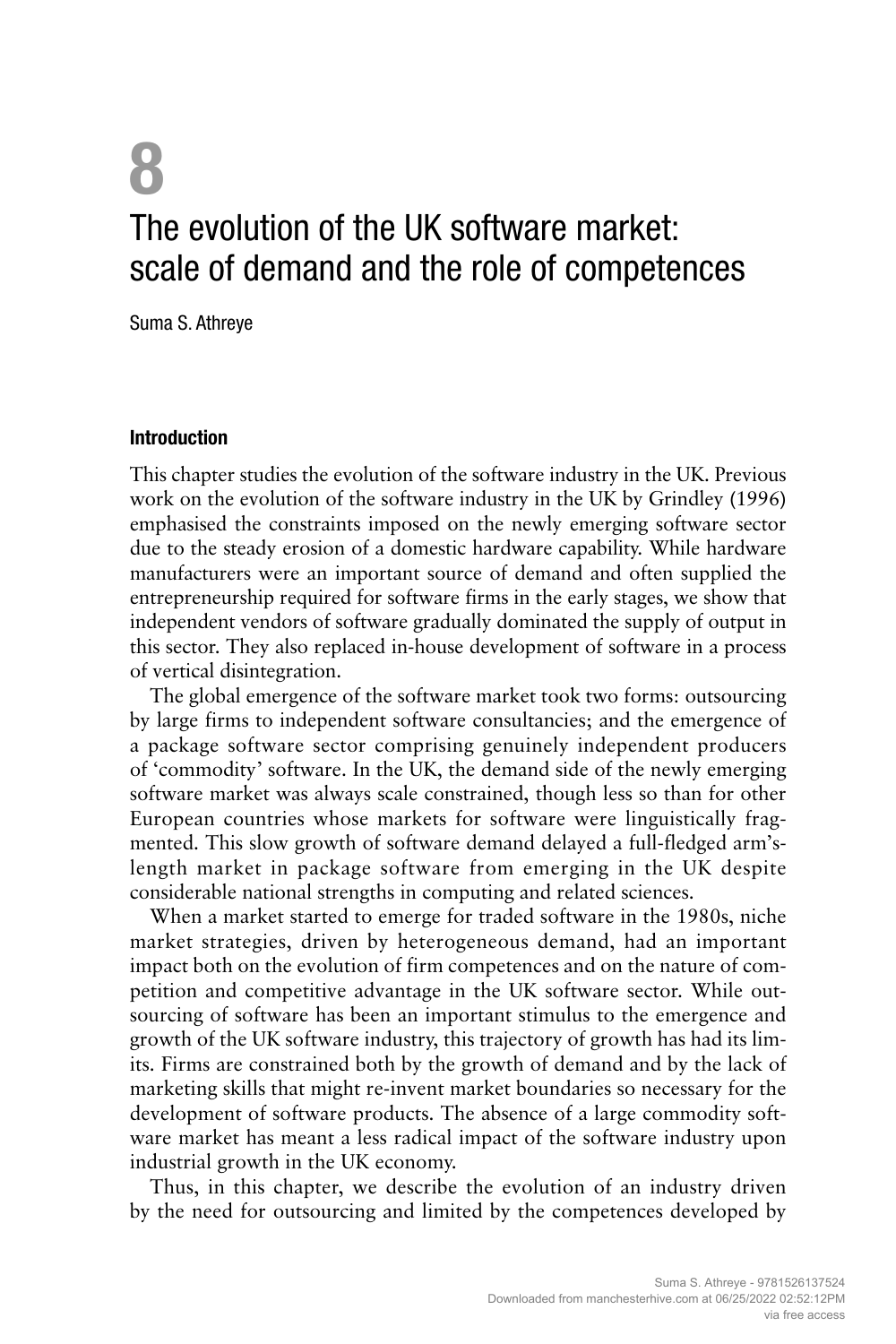# 8

# The evolution of the UK software market: scale of demand and the role of competences

Suma S. Athreye

## Introduction

This chapter studies the evolution of the software industry in the UK. Previous work on the evolution of the software industry in the UK by Grindley (1996) emphasised the constraints imposed on the newly emerging software sector due to the steady erosion of a domestic hardware capability. While hardware manufacturers were an important source of demand and often supplied the entrepreneurship required for software firms in the early stages, we show that independent vendors of software gradually dominated the supply of output in this sector. They also replaced in-house development of software in a process of vertical disintegration.

The global emergence of the software market took two forms: outsourcing by large firms to independent software consultancies; and the emergence of a package software sector comprising genuinely independent producers of 'commodity' software. In the UK, the demand side of the newly emerging software market was always scale constrained, though less so than for other European countries whose markets for software were linguistically fragmented. This slow growth of software demand delayed a full-fledged arm's-length market in package software from emerging in the UK despite considerable national strengths in computing and related sciences.

When a market started to emerge for traded software in the 1980s, niche market strategies, driven by heterogeneous demand, had an important impact both on the evolution of firm competences and on the nature of competition and competitive advantage in the UK software sector. While outsourcing of software has been an important stimulus to the emergence and growth of the UK software industry, this trajectory of growth has had its limits. Firms are constrained both by the growth of demand and by the lack of marketing skills that might re-invent market boundaries so necessary for the development of software products. The absence of a large commodity software market has meant a less radical impact of the software industry upon industrial growth in the UK economy.

Thus, in this chapter, we describe the evolution of an industry driven by the need for outsourcing and limited by the competences developed by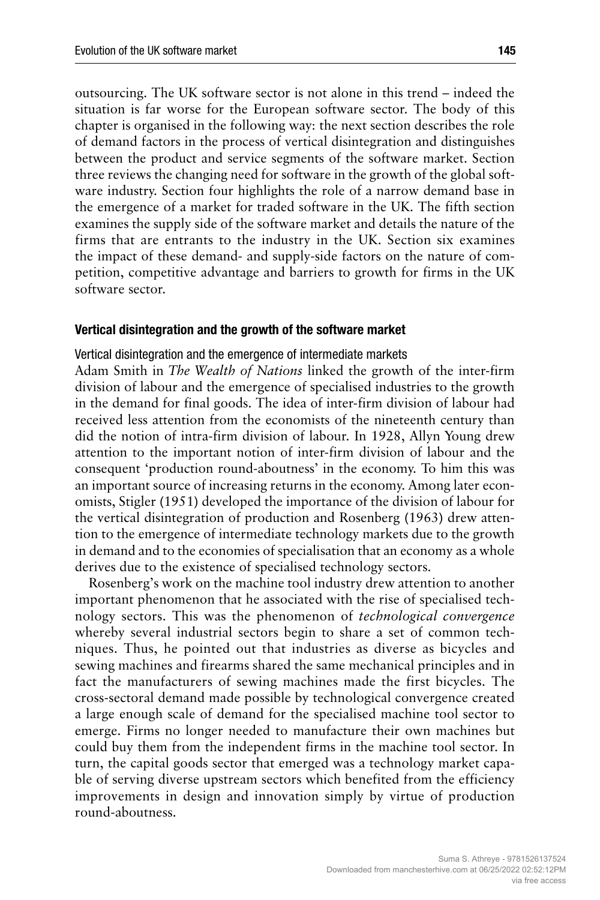outsourcing. The UK software sector is not alone in this trend – indeed the situation is far worse for the European software sector. The body of this chapter is organised in the following way: the next section describes the role of demand factors in the process of vertical disintegration and distinguishes between the product and service segments of the software market. Section three reviews the changing need for software in the growth of the global software industry. Section four highlights the role of a narrow demand base in the emergence of a market for traded software in the UK. The fifth section examines the supply side of the software market and details the nature of the firms that are entrants to the industry in the UK. Section six examines the impact of these demand- and supply-side factors on the nature of competition, competitive advantage and barriers to growth for firms in the UK software sector.

## Vertical disintegration and the growth of the software market

### Vertical disintegration and the emergence of intermediate markets

Adam Smith in *The Wealth of Nations* linked the growth of the inter-firm division of labour and the emergence of specialised industries to the growth in the demand for final goods. The idea of inter-firm division of labour had received less attention from the economists of the nineteenth century than did the notion of intra-firm division of labour. In 1928, Allyn Young drew attention to the important notion of inter-firm division of labour and the consequent 'production round-aboutness' in the economy. To him this was an important source of increasing returns in the economy. Among later economists, Stigler (1951) developed the importance of the division of labour for the vertical disintegration of production and Rosenberg (1963) drew attention to the emergence of intermediate technology markets due to the growth in demand and to the economies of specialisation that an economy as a whole derives due to the existence of specialised technology sectors.

Rosenberg's work on the machine tool industry drew attention to another important phenomenon that he associated with the rise of specialised technology sectors. This was the phenomenon of *technological convergence* whereby several industrial sectors begin to share a set of common techniques. Thus, he pointed out that industries as diverse as bicycles and sewing machines and firearms shared the same mechanical principles and in fact the manufacturers of sewing machines made the first bicycles. The cross-sectoral demand made possible by technological convergence created a large enough scale of demand for the specialised machine tool sector to emerge. Firms no longer needed to manufacture their own machines but could buy them from the independent firms in the machine tool sector. In turn, the capital goods sector that emerged was a technology market capable of serving diverse upstream sectors which benefited from the efficiency improvements in design and innovation simply by virtue of production round-aboutness.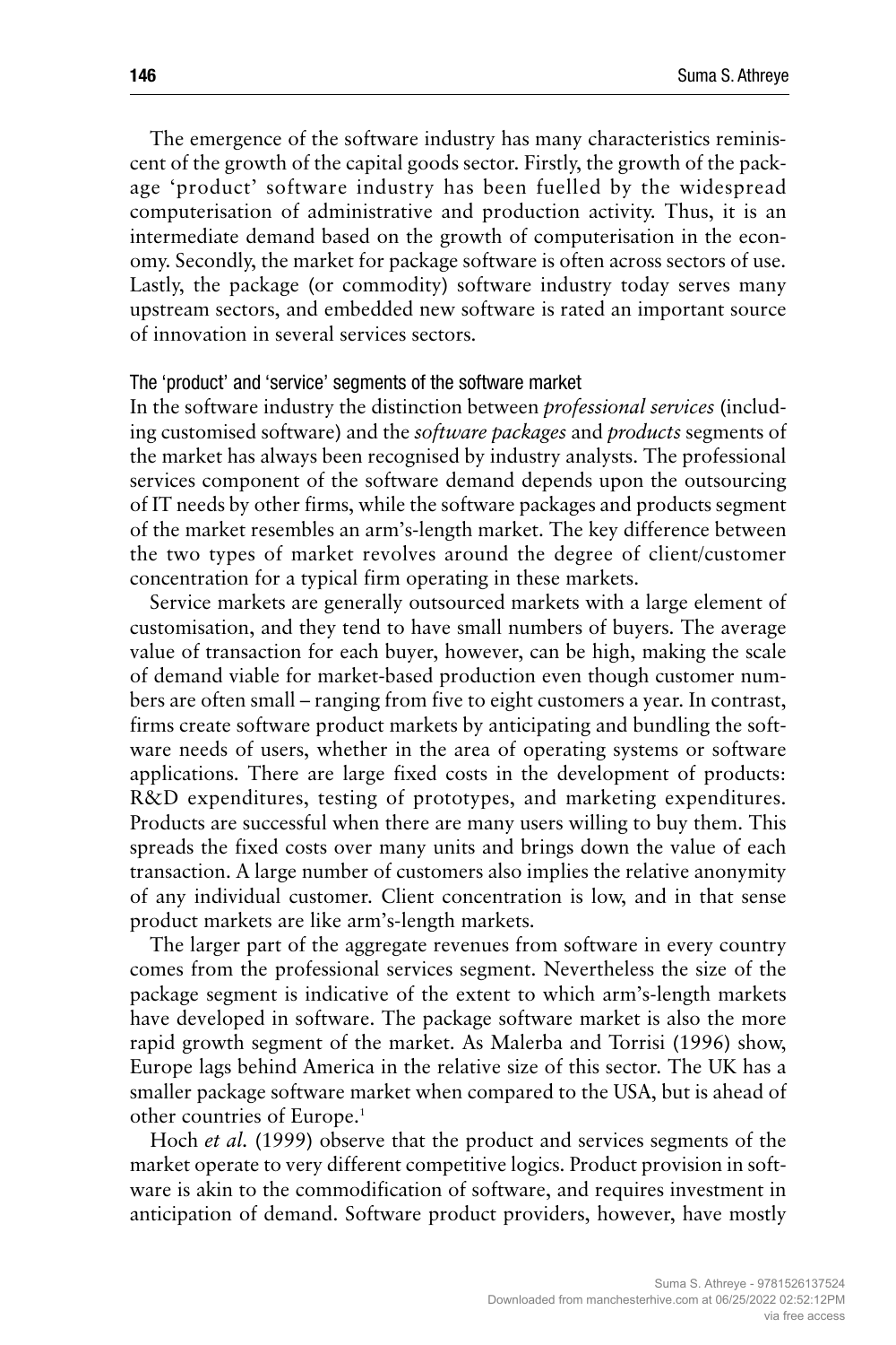The emergence of the software industry has many characteristics reminiscent of the growth of the capital goods sector. Firstly, the growth of the package 'product' software industry has been fuelled by the widespread computerisation of administrative and production activity. Thus, it is an intermediate demand based on the growth of computerisation in the economy. Secondly, the market for package software is often across sectors of use. Lastly, the package (or commodity) software industry today serves many upstream sectors, and embedded new software is rated an important source of innovation in several services sectors.

### The 'product' and 'service' segments of the software market

In the software industry the distinction between *professional services* (including customised software) and the *software packages* and *products* segments of the market has always been recognised by industry analysts. The professional services component of the software demand depends upon the outsourcing of IT needs by other firms, while the software packages and products segment of the market resembles an arm's-length market. The key difference between the two types of market revolves around the degree of client/customer concentration for a typical firm operating in these markets.

Service markets are generally outsourced markets with a large element of customisation, and they tend to have small numbers of buyers. The average value of transaction for each buyer, however, can be high, making the scale of demand viable for market-based production even though customer numbers are often small – ranging from five to eight customers a year. In contrast, firms create software product markets by anticipating and bundling the software needs of users, whether in the area of operating systems or software applications. There are large fixed costs in the development of products: R&D expenditures, testing of prototypes, and marketing expenditures. Products are successful when there are many users willing to buy them. This spreads the fixed costs over many units and brings down the value of each transaction. A large number of customers also implies the relative anonymity of any individual customer. Client concentration is low, and in that sense product markets are like arm's-length markets.

The larger part of the aggregate revenues from software in every country comes from the professional services segment. Nevertheless the size of the package segment is indicative of the extent to which arm's-length markets have developed in software. The package software market is also the more rapid growth segment of the market. As Malerba and Torrisi (1996) show, Europe lags behind America in the relative size of this sector. The UK has a smaller package software market when compared to the USA, but is ahead of other countries of Europe.[1]

Hoch *et al.* (1999) observe that the product and services segments of the market operate to very different competitive logics. Product provision in software is akin to the commodification of software, and requires investment in anticipation of demand. Software product providers, however, have mostly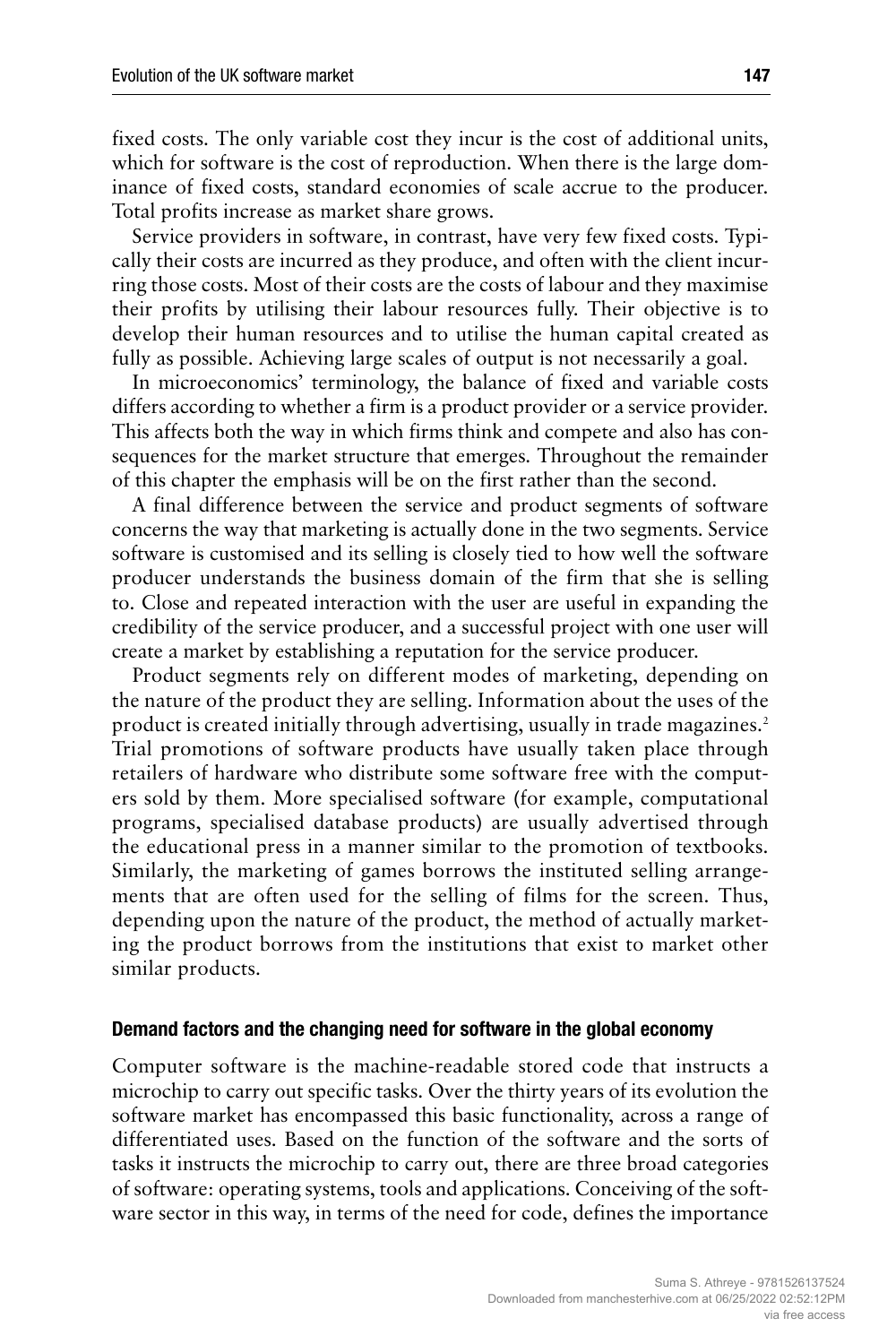fixed costs. The only variable cost they incur is the cost of additional units, which for software is the cost of reproduction. When there is the large dominance of fixed costs, standard economies of scale accrue to the producer. Total profits increase as market share grows.

Service providers in software, in contrast, have very few fixed costs. Typically their costs are incurred as they produce, and often with the client incurring those costs. Most of their costs are the costs of labour and they maximise their profits by utilising their labour resources fully. Their objective is to develop their human resources and to utilise the human capital created as fully as possible. Achieving large scales of output is not necessarily a goal.

In microeconomics' terminology, the balance of fixed and variable costs differs according to whether a firm is a product provider or a service provider. This affects both the way in which firms think and compete and also has consequences for the market structure that emerges. Throughout the remainder of this chapter the emphasis will be on the first rather than the second.

A final difference between the service and product segments of software concerns the way that marketing is actually done in the two segments. Service software is customised and its selling is closely tied to how well the software producer understands the business domain of the firm that she is selling to. Close and repeated interaction with the user are useful in expanding the credibility of the service producer, and a successful project with one user will create a market by establishing a reputation for the service producer.

Product segments rely on different modes of marketing, depending on the nature of the product they are selling. Information about the uses of the product is created initially through advertising, usually in trade magazines.[2] Trial promotions of software products have usually taken place through retailers of hardware who distribute some software free with the computers sold by them. More specialised software (for example, computational programs, specialised database products) are usually advertised through the educational press in a manner similar to the promotion of textbooks. Similarly, the marketing of games borrows the instituted selling arrangements that are often used for the selling of films for the screen. Thus, depending upon the nature of the product, the method of actually marketing the product borrows from the institutions that exist to market other similar products.

#### Demand factors and the changing need for software in the global economy

Computer software is the machine-readable stored code that instructs a microchip to carry out specific tasks. Over the thirty years of its evolution the software market has encompassed this basic functionality, across a range of differentiated uses. Based on the function of the software and the sorts of tasks it instructs the microchip to carry out, there are three broad categories of software: operating systems, tools and applications. Conceiving of the software sector in this way, in terms of the need for code, defines the importance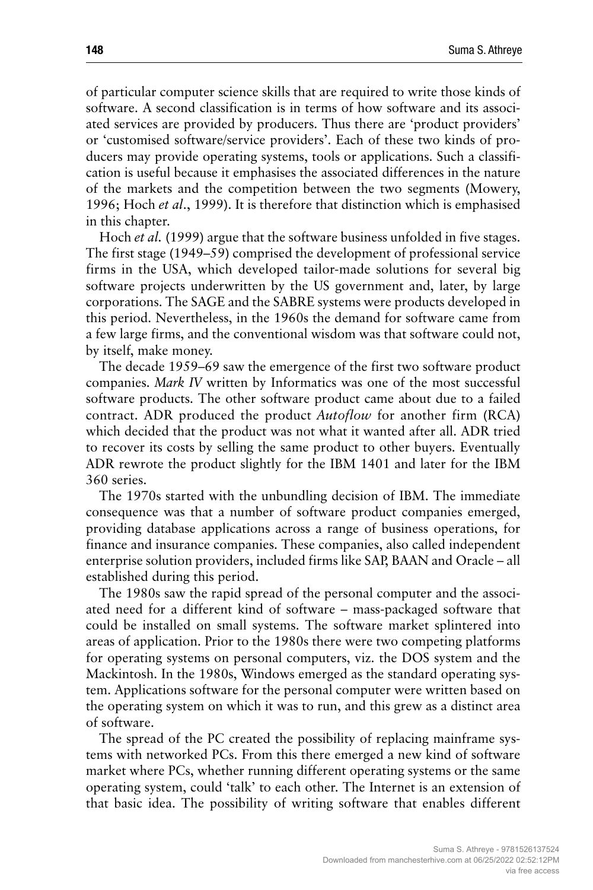of particular computer science skills that are required to write those kinds of software. A second classification is in terms of how software and its associated services are provided by producers. Thus there are 'product providers' or 'customised software/service providers'. Each of these two kinds of producers may provide operating systems, tools or applications. Such a classification is useful because it emphasises the associated differences in the nature of the markets and the competition between the two segments (Mowery, 1996; Hoch *et al*., 1999). It is therefore that distinction which is emphasised in this chapter.

Hoch *et al.* (1999) argue that the software business unfolded in five stages. The first stage (1949–59) comprised the development of professional service firms in the USA, which developed tailor-made solutions for several big software projects underwritten by the US government and, later, by large corporations. The SAGE and the SABRE systems were products developed in this period. Nevertheless, in the 1960s the demand for software came from a few large firms, and the conventional wisdom was that software could not, by itself, make money.

The decade 1959–69 saw the emergence of the first two software product companies. *Mark IV* written by Informatics was one of the most successful software products. The other software product came about due to a failed contract. ADR produced the product *Autoflow* for another firm (RCA) which decided that the product was not what it wanted after all. ADR tried to recover its costs by selling the same product to other buyers. Eventually ADR rewrote the product slightly for the IBM 1401 and later for the IBM 360 series.

The 1970s started with the unbundling decision of IBM. The immediate consequence was that a number of software product companies emerged, providing database applications across a range of business operations, for finance and insurance companies. These companies, also called independent enterprise solution providers, included firms like SAP, BAAN and Oracle – all established during this period.

The 1980s saw the rapid spread of the personal computer and the associated need for a different kind of software – mass-packaged software that could be installed on small systems. The software market splintered into areas of application. Prior to the 1980s there were two competing platforms for operating systems on personal computers, viz. the DOS system and the Mackintosh. In the 1980s, Windows emerged as the standard operating system. Applications software for the personal computer were written based on the operating system on which it was to run, and this grew as a distinct area of software.

The spread of the PC created the possibility of replacing mainframe systems with networked PCs. From this there emerged a new kind of software market where PCs, whether running different operating systems or the same operating system, could 'talk' to each other. The Internet is an extension of that basic idea. The possibility of writing software that enables different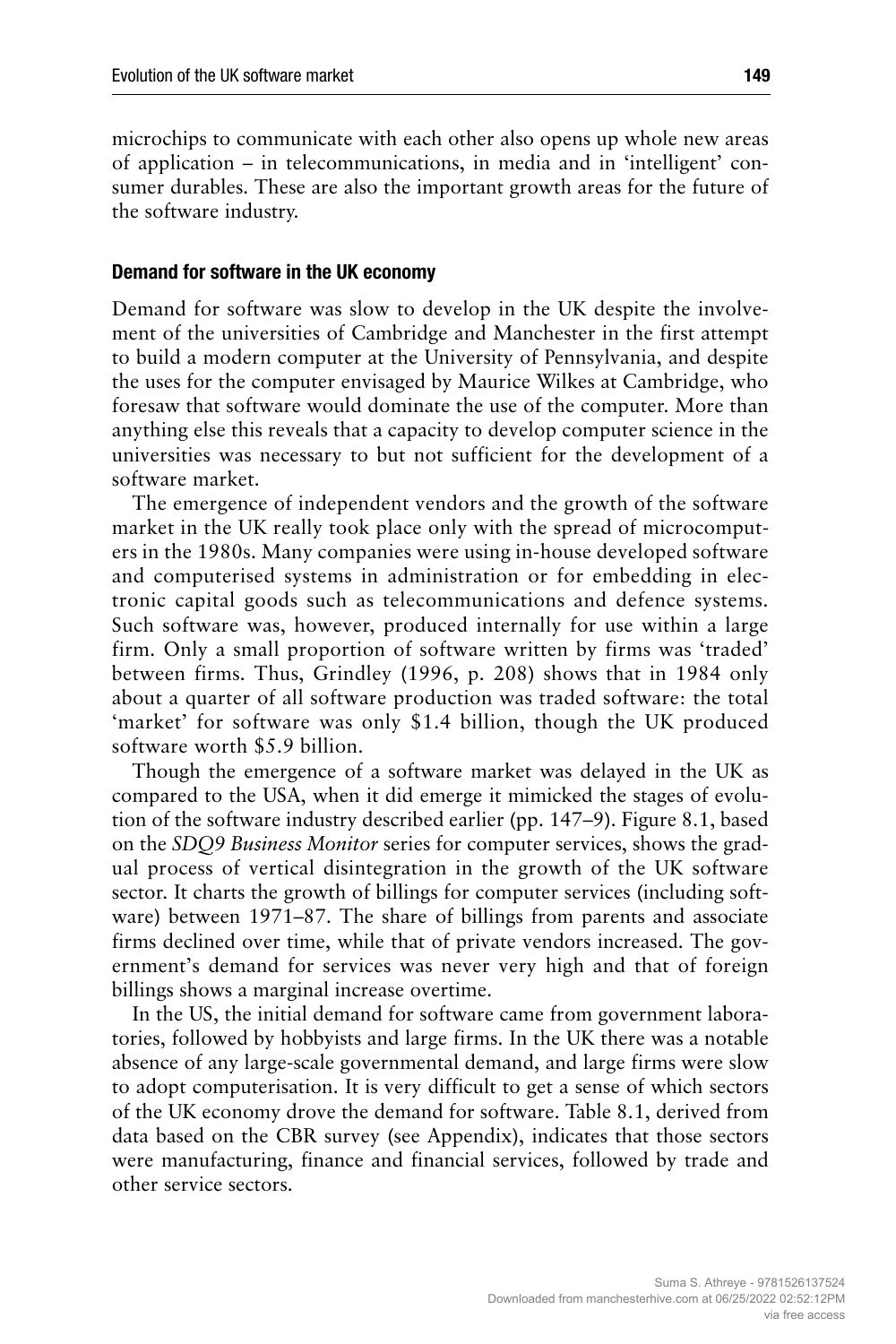microchips to communicate with each other also opens up whole new areas of application – in telecommunications, in media and in 'intelligent' consumer durables. These are also the important growth areas for the future of the software industry.

### Demand for software in the UK economy

Demand for software was slow to develop in the UK despite the involvement of the universities of Cambridge and Manchester in the first attempt to build a modern computer at the University of Pennsylvania, and despite the uses for the computer envisaged by Maurice Wilkes at Cambridge, who foresaw that software would dominate the use of the computer. More than anything else this reveals that a capacity to develop computer science in the universities was necessary to but not sufficient for the development of a software market.

The emergence of independent vendors and the growth of the software market in the UK really took place only with the spread of microcomputers in the 1980s. Many companies were using in-house developed software and computerised systems in administration or for embedding in electronic capital goods such as telecommunications and defence systems. Such software was, however, produced internally for use within a large firm. Only a small proportion of software written by firms was 'traded' between firms. Thus, Grindley (1996, p. 208) shows that in 1984 only about a quarter of all software production was traded software: the total 'market' for software was only \$1.4 billion, though the UK produced software worth \$5.9 billion.

Though the emergence of a software market was delayed in the UK as compared to the USA, when it did emerge it mimicked the stages of evolution of the software industry described earlier (pp. 147–9). Figure 8.1, based on the *SDQ9 Business Monitor* series for computer services, shows the gradual process of vertical disintegration in the growth of the UK software sector. It charts the growth of billings for computer services (including software) between 1971–87. The share of billings from parents and associate firms declined over time, while that of private vendors increased. The government's demand for services was never very high and that of foreign billings shows a marginal increase overtime.

In the US, the initial demand for software came from government laboratories, followed by hobbyists and large firms. In the UK there was a notable absence of any large-scale governmental demand, and large firms were slow to adopt computerisation. It is very difficult to get a sense of which sectors of the UK economy drove the demand for software. Table 8.1, derived from data based on the CBR survey (see Appendix), indicates that those sectors were manufacturing, finance and financial services, followed by trade and other service sectors.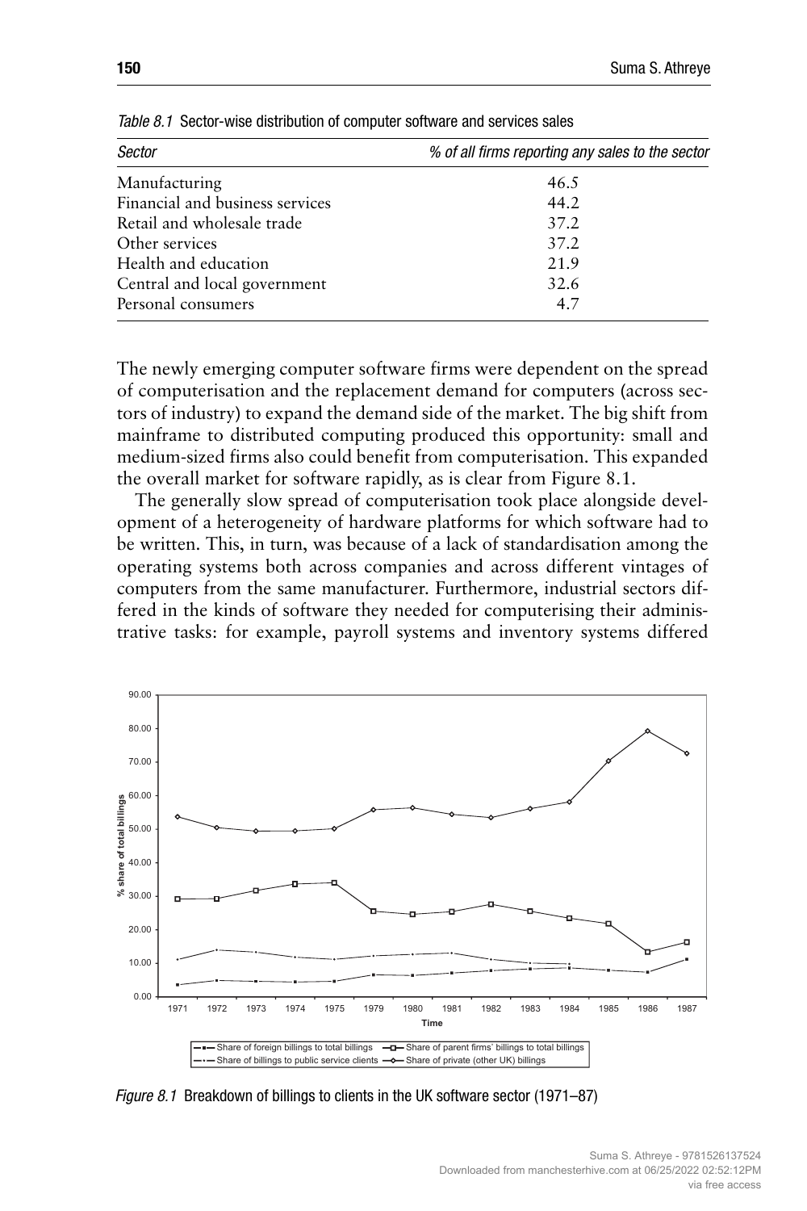*Table 8.1* Sector-wise distribution of computer software and services sales

| *Sector* | *% of all firms reporting any sales to the sector* |
|---|---|
| Manufacturing | 46.5 |
| Financial and business services | 44.2 |
| Retail and wholesale trade | 37.2 |
| Other services | 37.2 |
| Health and education | 21.9 |
| Central and local government | 32.6 |
| Personal consumers | 4.7 |

The newly emerging computer software firms were dependent on the spread of computerisation and the replacement demand for computers (across sectors of industry) to expand the demand side of the market. The big shift from mainframe to distributed computing produced this opportunity: small and medium-sized firms also could benefit from computerisation. This expanded the overall market for software rapidly, as is clear from Figure 8.1.

The generally slow spread of computerisation took place alongside development of a heterogeneity of hardware platforms for which software had to be written. This, in turn, was because of a lack of standardisation among the operating systems both across companies and across different vintages of computers from the same manufacturer. Furthermore, industrial sectors differed in the kinds of software they needed for computerising their administrative tasks: for example, payroll systems and inventory systems differed

*Figure 8.1* Breakdown of billings to clients in the UK software sector (1971–87)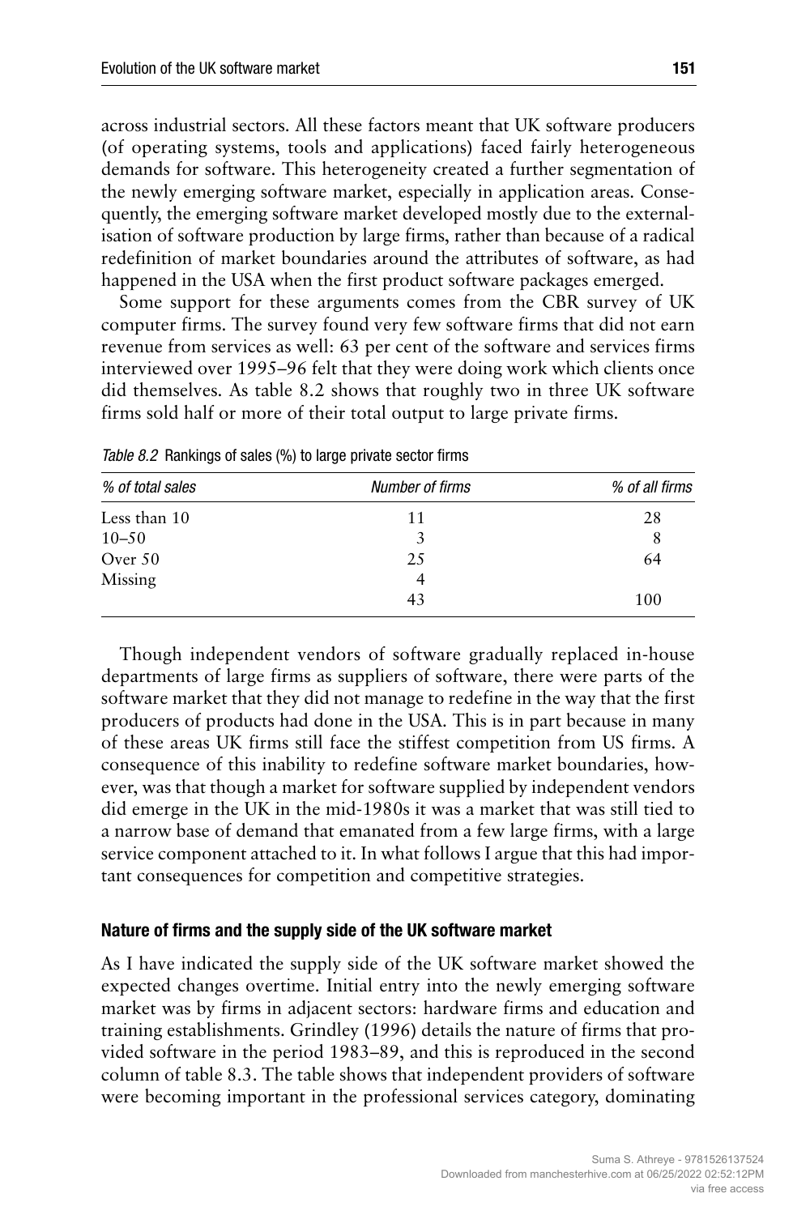across industrial sectors. All these factors meant that UK software producers (of operating systems, tools and applications) faced fairly heterogeneous demands for software. This heterogeneity created a further segmentation of the newly emerging software market, especially in application areas. Consequently, the emerging software market developed mostly due to the externalisation of software production by large firms, rather than because of a radical redefinition of market boundaries around the attributes of software, as had happened in the USA when the first product software packages emerged.

Some support for these arguments comes from the CBR survey of UK computer firms. The survey found very few software firms that did not earn revenue from services as well: 63 per cent of the software and services firms interviewed over 1995–96 felt that they were doing work which clients once did themselves. As table 8.2 shows that roughly two in three UK software firms sold half or more of their total output to large private firms.

*Table 8.2* Rankings of sales (%) to large private sector firms

| *% of total sales* | *Number of firms* | *% of all firms* |
|---|---|---|
| Less than 10 | 11 | 28 |
| 10–50 | 3 | 8 |
| Over 50 | 25 | 64 |
| Missing | 4 | |
| | 43 | 100 |

Though independent vendors of software gradually replaced in-house departments of large firms as suppliers of software, there were parts of the software market that they did not manage to redefine in the way that the first producers of products had done in the USA. This is in part because in many of these areas UK firms still face the stiffest competition from US firms. A consequence of this inability to redefine software market boundaries, however, was that though a market for software supplied by independent vendors did emerge in the UK in the mid-1980s it was a market that was still tied to a narrow base of demand that emanated from a few large firms, with a large service component attached to it. In what follows I argue that this had important consequences for competition and competitive strategies.

### Nature of firms and the supply side of the UK software market

As I have indicated the supply side of the UK software market showed the expected changes overtime. Initial entry into the newly emerging software market was by firms in adjacent sectors: hardware firms and education and training establishments. Grindley (1996) details the nature of firms that provided software in the period 1983–89, and this is reproduced in the second column of table 8.3. The table shows that independent providers of software were becoming important in the professional services category, dominating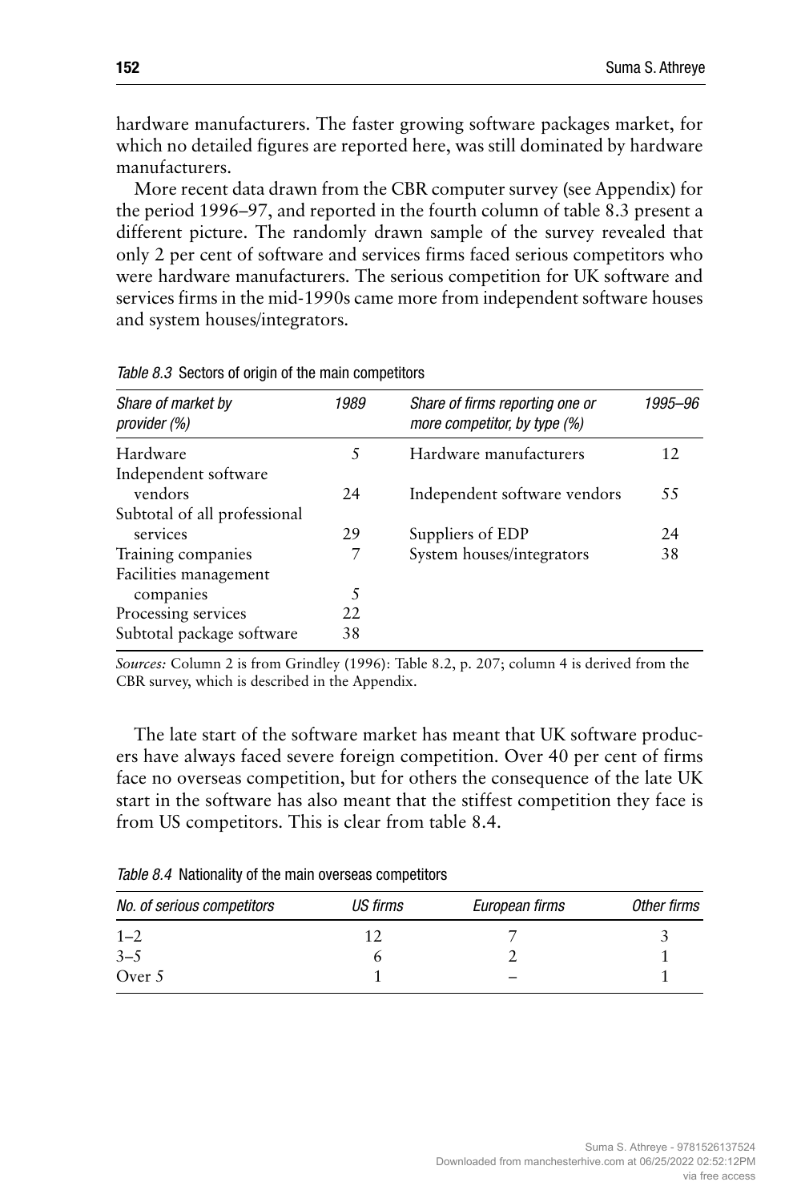hardware manufacturers. The faster growing software packages market, for which no detailed figures are reported here, was still dominated by hardware manufacturers.

More recent data drawn from the CBR computer survey (see Appendix) for the period 1996–97, and reported in the fourth column of table 8.3 present a different picture. The randomly drawn sample of the survey revealed that only 2 per cent of software and services firms faced serious competitors who were hardware manufacturers. The serious competition for UK software and services firms in the mid-1990s came more from independent software houses and system houses/integrators.

*Table 8.3* Sectors of origin of the main competitors

| *Share of market by provider (%)* | *1989* | *Share of firms reporting one or more competitor, by type (%)* | *1995–96* |
|---|---|---|---|
| Hardware | 5 | Hardware manufacturers | 12 |
| Independent software vendors | 24 | Independent software vendors | 55 |
| Subtotal of all professional services | 29 | Suppliers of EDP | 24 |
| Training companies | 7 | System houses/integrators | 38 |
| Facilities management companies | 5 | | |
| Processing services | 22 | | |
| Subtotal package software | 38 | | |

*Sources:* Column 2 is from Grindley (1996): Table 8.2, p. 207; column 4 is derived from the CBR survey, which is described in the Appendix.

The late start of the software market has meant that UK software producers have always faced severe foreign competition. Over 40 per cent of firms face no overseas competition, but for others the consequence of the late UK start in the software has also meant that the stiffest competition they face is from US competitors. This is clear from table 8.4.

*Table 8.4* Nationality of the main overseas competitors

| *No. of serious competitors* | *US firms* | *European firms* | *Other firms* |
|---|---|---|---|
| 1–2 | 12 | 7 | 3 |
| 3–5 | 6 | 2 | 1 |
| Over 5 | 1 | – | 1 |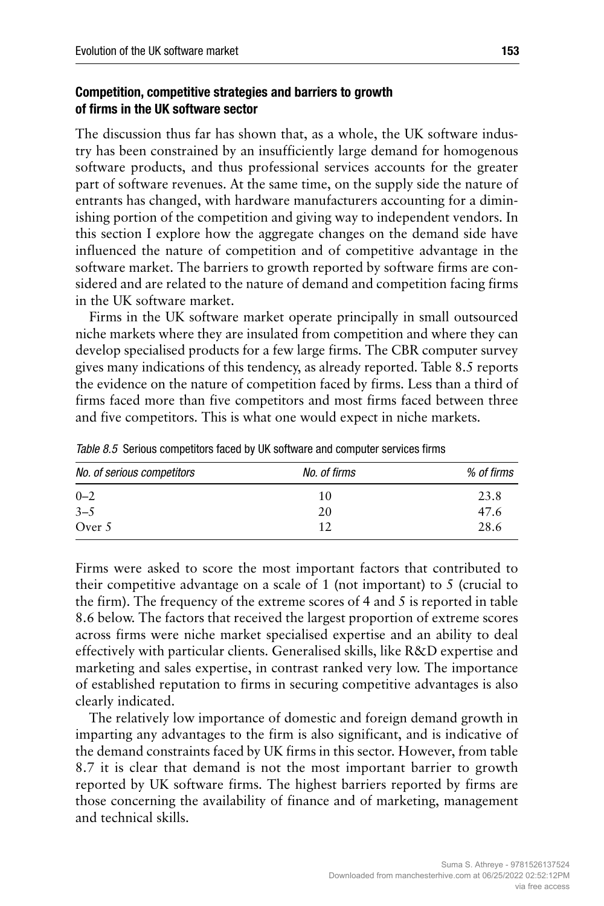### Competition, competitive strategies and barriers to growth of firms in the UK software sector

The discussion thus far has shown that, as a whole, the UK software industry has been constrained by an insufficiently large demand for homogenous software products, and thus professional services accounts for the greater part of software revenues. At the same time, on the supply side the nature of entrants has changed, with hardware manufacturers accounting for a diminishing portion of the competition and giving way to independent vendors. In this section I explore how the aggregate changes on the demand side have influenced the nature of competition and of competitive advantage in the software market. The barriers to growth reported by software firms are considered and are related to the nature of demand and competition facing firms in the UK software market.

Firms in the UK software market operate principally in small outsourced niche markets where they are insulated from competition and where they can develop specialised products for a few large firms. The CBR computer survey gives many indications of this tendency, as already reported. Table 8.5 reports the evidence on the nature of competition faced by firms. Less than a third of firms faced more than five competitors and most firms faced between three and five competitors. This is what one would expect in niche markets.

*Table 8.5* Serious competitors faced by UK software and computer services firms

| *No. of serious competitors* | *No. of firms* | *% of firms* |
|---|---|---|
| 0–2 | 10 | 23.8 |
| 3–5 | 20 | 47.6 |
| Over 5 | 12 | 28.6 |

Firms were asked to score the most important factors that contributed to their competitive advantage on a scale of 1 (not important) to 5 (crucial to the firm). The frequency of the extreme scores of 4 and 5 is reported in table 8.6 below. The factors that received the largest proportion of extreme scores across firms were niche market specialised expertise and an ability to deal effectively with particular clients. Generalised skills, like R&D expertise and marketing and sales expertise, in contrast ranked very low. The importance of established reputation to firms in securing competitive advantages is also clearly indicated.

The relatively low importance of domestic and foreign demand growth in imparting any advantages to the firm is also significant, and is indicative of the demand constraints faced by UK firms in this sector. However, from table 8.7 it is clear that demand is not the most important barrier to growth reported by UK software firms. The highest barriers reported by firms are those concerning the availability of finance and of marketing, management and technical skills.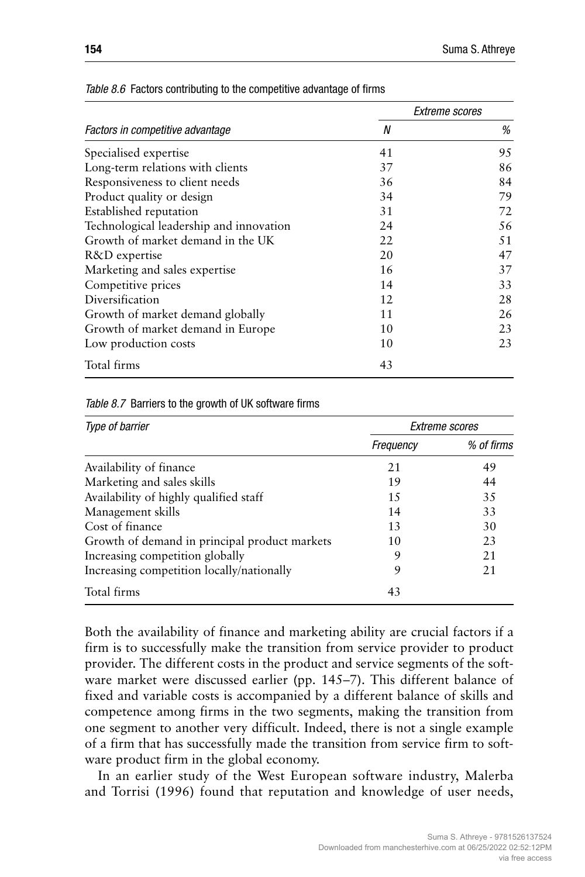*Table 8.6* Factors contributing to the competitive advantage of firms

| *Factors in competitive advantage* | *Extreme scores* | |
|---|---|---|
| | *N* | *%* |
| Specialised expertise | 41 | 95 |
| Long-term relations with clients | 37 | 86 |
| Responsiveness to client needs | 36 | 84 |
| Product quality or design | 34 | 79 |
| Established reputation | 31 | 72 |
| Technological leadership and innovation | 24 | 56 |
| Growth of market demand in the UK | 22 | 51 |
| R&D expertise | 20 | 47 |
| Marketing and sales expertise | 16 | 37 |
| Competitive prices | 14 | 33 |
| Diversification | 12 | 28 |
| Growth of market demand globally | 11 | 26 |
| Growth of market demand in Europe | 10 | 23 |
| Low production costs | 10 | 23 |
| Total firms | 43 | |

*Table 8.7* Barriers to the growth of UK software firms

| *Type of barrier* | *Extreme scores* | |
|---|---|---|
| | *Frequency* | *% of firms* |
| Availability of finance | 21 | 49 |
| Marketing and sales skills | 19 | 44 |
| Availability of highly qualified staff | 15 | 35 |
| Management skills | 14 | 33 |
| Cost of finance | 13 | 30 |
| Growth of demand in principal product markets | 10 | 23 |
| Increasing competition globally | 9 | 21 |
| Increasing competition locally/nationally | 9 | 21 |
| Total firms | 43 | |

Both the availability of finance and marketing ability are crucial factors if a firm is to successfully make the transition from service provider to product provider. The different costs in the product and service segments of the software market were discussed earlier (pp. 145–7). This different balance of fixed and variable costs is accompanied by a different balance of skills and competence among firms in the two segments, making the transition from one segment to another very difficult. Indeed, there is not a single example of a firm that has successfully made the transition from service firm to software product firm in the global economy.

In an earlier study of the West European software industry, Malerba and Torrisi (1996) found that reputation and knowledge of user needs,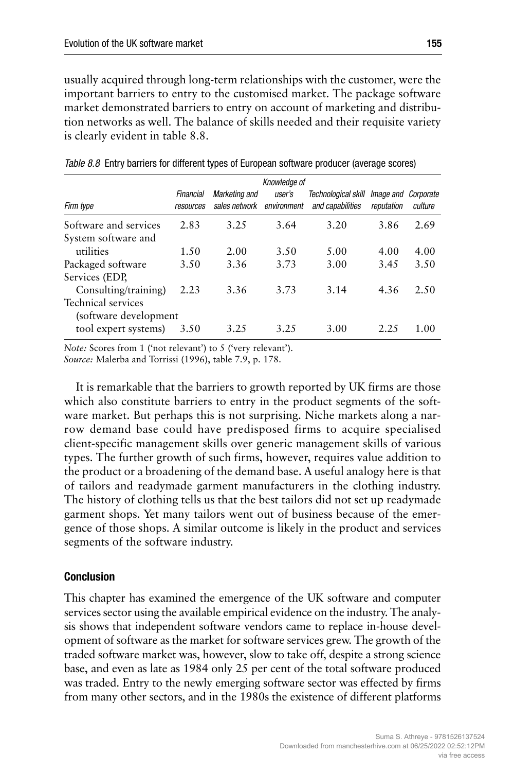usually acquired through long-term relationships with the customer, were the important barriers to entry to the customised market. The package software market demonstrated barriers to entry on account of marketing and distribution networks as well. The balance of skills needed and their requisite variety is clearly evident in table 8.8.

*Table 8.8* Entry barriers for different types of European software producer (average scores)

| *Firm type* | *Financial resources* | *Marketing and sales network* | *Knowledge of user's environment* | *Technological skill and capabilities* | *Image and reputation* | *Corporate culture* |
|---|---|---|---|---|---|---|
| Software and services | 2.83 | 3.25 | 3.64 | 3.20 | 3.86 | 2.69 |
| System software and utilities | 1.50 | 2.00 | 3.50 | 5.00 | 4.00 | 4.00 |
| Packaged software | 3.50 | 3.36 | 3.73 | 3.00 | 3.45 | 3.50 |
| Services (EDP, Consulting/training) | 2.23 | 3.36 | 3.73 | 3.14 | 4.36 | 2.50 |
| Technical services (software development tool expert systems) | 3.50 | 3.25 | 3.25 | 3.00 | 2.25 | 1.00 |

*Note:* Scores from 1 ('not relevant') to 5 ('very relevant').
*Source:* Malerba and Torrissi (1996), table 7.9, p. 178.

It is remarkable that the barriers to growth reported by UK firms are those which also constitute barriers to entry in the product segments of the software market. But perhaps this is not surprising. Niche markets along a narrow demand base could have predisposed firms to acquire specialised client-specific management skills over generic management skills of various types. The further growth of such firms, however, requires value addition to the product or a broadening of the demand base. A useful analogy here is that of tailors and readymade garment manufacturers in the clothing industry. The history of clothing tells us that the best tailors did not set up readymade garment shops. Yet many tailors went out of business because of the emergence of those shops. A similar outcome is likely in the product and services segments of the software industry.

## Conclusion

This chapter has examined the emergence of the UK software and computer services sector using the available empirical evidence on the industry. The analysis shows that independent software vendors came to replace in-house development of software as the market for software services grew. The growth of the traded software market was, however, slow to take off, despite a strong science base, and even as late as 1984 only 25 per cent of the total software produced was traded. Entry to the newly emerging software sector was effected by firms from many other sectors, and in the 1980s the existence of different platforms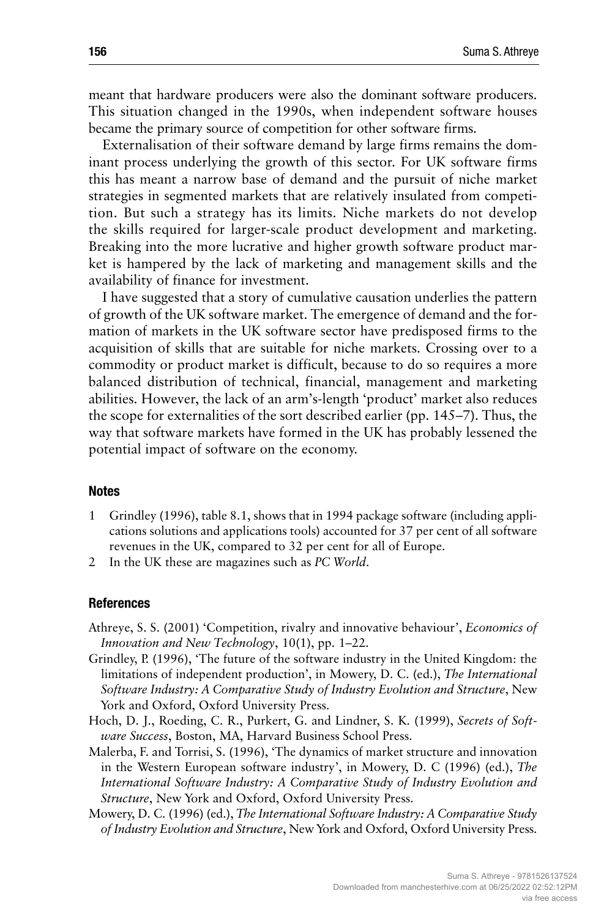meant that hardware producers were also the dominant software producers. This situation changed in the 1990s, when independent software houses became the primary source of competition for other software firms.

Externalisation of their software demand by large firms remains the dominant process underlying the growth of this sector. For UK software firms this has meant a narrow base of demand and the pursuit of niche market strategies in segmented markets that are relatively insulated from competition. But such a strategy has its limits. Niche markets do not develop the skills required for larger-scale product development and marketing. Breaking into the more lucrative and higher growth software product market is hampered by the lack of marketing and management skills and the availability of finance for investment.

I have suggested that a story of cumulative causation underlies the pattern of growth of the UK software market. The emergence of demand and the formation of markets in the UK software sector have predisposed firms to the acquisition of skills that are suitable for niche markets. Crossing over to a commodity or product market is difficult, because to do so requires a more balanced distribution of technical, financial, management and marketing abilities. However, the lack of an arm's-length 'product' market also reduces the scope for externalities of the sort described earlier (pp. 145–7). Thus, the way that software markets have formed in the UK has probably lessened the potential impact of software on the economy.

## Notes

1. Grindley (1996), table 8.1, shows that in 1994 package software (including applications solutions and applications tools) accounted for 37 per cent of all software revenues in the UK, compared to 32 per cent for all of Europe.
2. In the UK these are magazines such as *PC World*.

## References

Athreye, S. S. (2001) 'Competition, rivalry and innovative behaviour', *Economics of Innovation and New Technology*, 10(1), pp. 1–22.

Grindley, P. (1996), 'The future of the software industry in the United Kingdom: the limitations of independent production', in Mowery, D. C. (ed.), *The International Software Industry: A Comparative Study of Industry Evolution and Structure*, New York and Oxford, Oxford University Press.

Hoch, D. J., Roeding, C. R., Purkert, G. and Lindner, S. K. (1999), *Secrets of Software Success*, Boston, MA, Harvard Business School Press.

Malerba, F. and Torrisi, S. (1996), 'The dynamics of market structure and innovation in the Western European software industry', in Mowery, D. C (1996) (ed.), *The International Software Industry: A Comparative Study of Industry Evolution and Structure*, New York and Oxford, Oxford University Press.

Mowery, D. C. (1996) (ed.), *The International Software Industry: A Comparative Study of Industry Evolution and Structure*, New York and Oxford, Oxford University Press.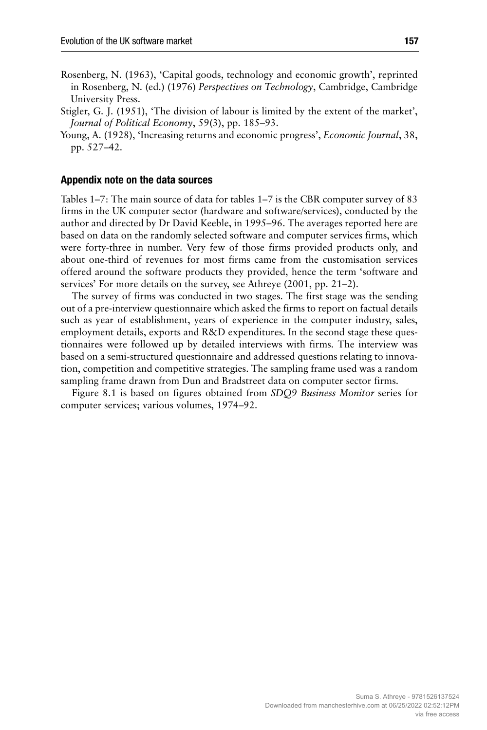Rosenberg, N. (1963), 'Capital goods, technology and economic growth', reprinted in Rosenberg, N. (ed.) (1976) *Perspectives on Technology*, Cambridge, Cambridge University Press.

Stigler, G. J. (1951), 'The division of labour is limited by the extent of the market', *Journal of Political Economy*, 59(3), pp. 185–93.

Young, A. (1928), 'Increasing returns and economic progress', *Economic Journal*, 38, pp. 527–42.

## Appendix note on the data sources

Tables 1–7: The main source of data for tables 1–7 is the CBR computer survey of 83 firms in the UK computer sector (hardware and software/services), conducted by the author and directed by Dr David Keeble, in 1995–96. The averages reported here are based on data on the randomly selected software and computer services firms, which were forty-three in number. Very few of those firms provided products only, and about one-third of revenues for most firms came from the customisation services offered around the software products they provided, hence the term 'software and services' For more details on the survey, see Athreye (2001, pp. 21–2).

The survey of firms was conducted in two stages. The first stage was the sending out of a pre-interview questionnaire which asked the firms to report on factual details such as year of establishment, years of experience in the computer industry, sales, employment details, exports and R&D expenditures. In the second stage these questionnaires were followed up by detailed interviews with firms. The interview was based on a semi-structured questionnaire and addressed questions relating to innovation, competition and competitive strategies. The sampling frame used was a random sampling frame drawn from Dun and Bradstreet data on computer sector firms.

Figure 8.1 is based on figures obtained from *SDQ9 Business Monitor* series for computer services; various volumes, 1974–92.